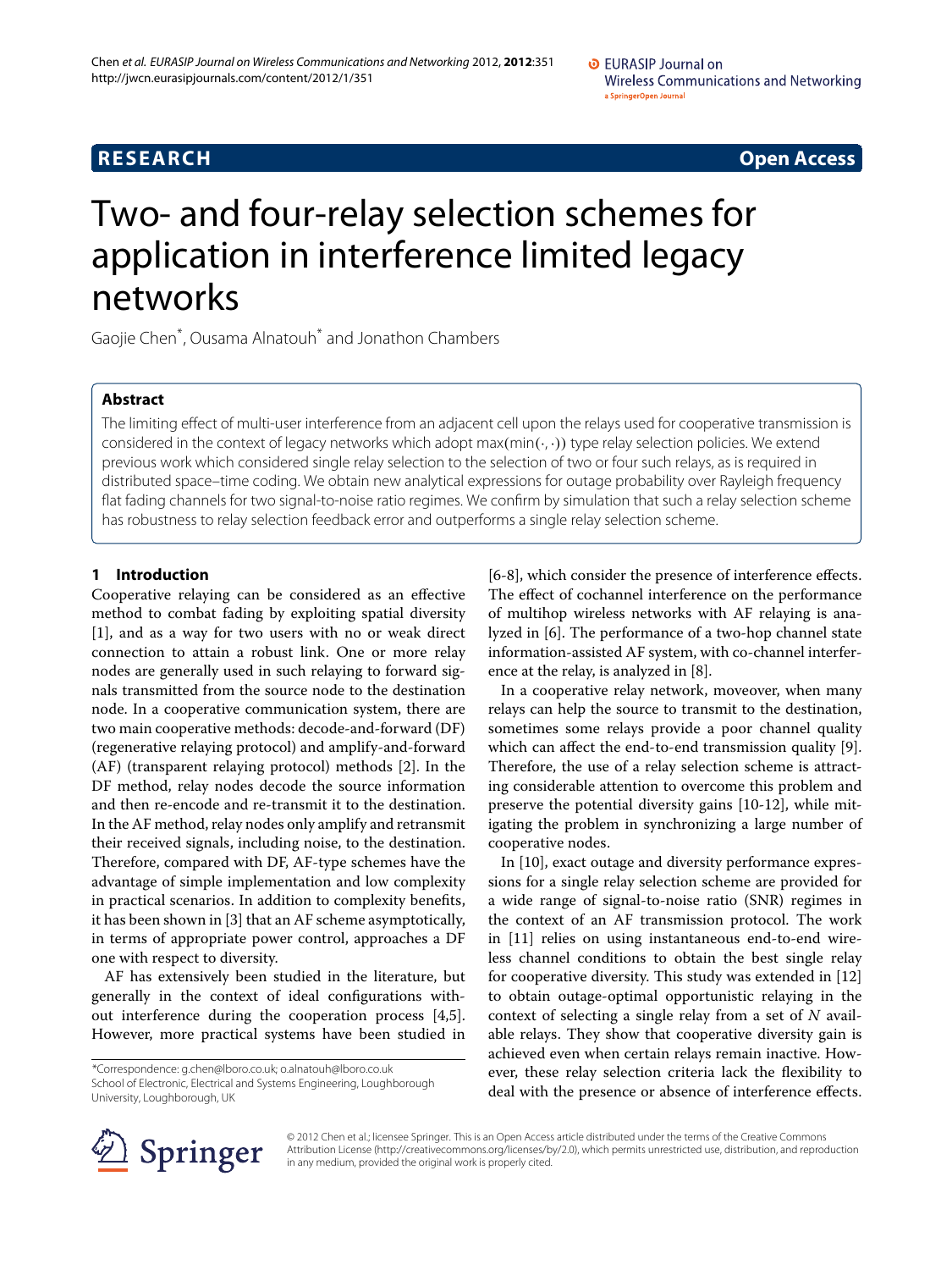RESEARCH | Open Access

# Two- and four-relay selection schemes for application in interference limited legacy networks

Gaojie Chen*, Ousama Alnatouh* and Jonathon Chambers

## Abstract

The limiting effect of multi-user interference from an adjacent cell upon the relays used for cooperative transmission is considered in the context of legacy networks which adopt $\max(\min(\cdot, \cdot))$ type relay selection policies. We extend previous work which considered single relay selection to the selection of two or four such relays, as is required in distributed space–time coding. We obtain new analytical expressions for outage probability over Rayleigh frequency flat fading channels for two signal-to-noise ratio regimes. We confirm by simulation that such a relay selection scheme has robustness to relay selection feedback error and outperforms a single relay selection scheme.

## 1 Introduction

Cooperative relaying can be considered as an effective method to combat fading by exploiting spatial diversity [1], and as a way for two users with no or weak direct connection to attain a robust link. One or more relay nodes are generally used in such relaying to forward signals transmitted from the source node to the destination node. In a cooperative communication system, there are two main cooperative methods: decode-and-forward (DF) (regenerative relaying protocol) and amplify-and-forward (AF) (transparent relaying protocol) methods [2]. In the DF method, relay nodes decode the source information and then re-encode and re-transmit it to the destination. In the AF method, relay nodes only amplify and retransmit their received signals, including noise, to the destination. Therefore, compared with DF, AF-type schemes have the advantage of simple implementation and low complexity in practical scenarios. In addition to complexity benefits, it has been shown in [3] that an AF scheme asymptotically, in terms of appropriate power control, approaches a DF one with respect to diversity.

AF has extensively been studied in the literature, but generally in the context of ideal configurations without interference during the cooperation process [4,5]. However, more practical systems have been studied in [6-8], which consider the presence of interference effects. The effect of cochannel interference on the performance of multihop wireless networks with AF relaying is analyzed in [6]. The performance of a two-hop channel state information-assisted AF system, with co-channel interference at the relay, is analyzed in [8].

In a cooperative relay network, moveover, when many relays can help the source to transmit to the destination, sometimes some relays provide a poor channel quality which can affect the end-to-end transmission quality [9]. Therefore, the use of a relay selection scheme is attracting considerable attention to overcome this problem and preserve the potential diversity gains [10-12], while mitigating the problem in synchronizing a large number of cooperative nodes.

In [10], exact outage and diversity performance expressions for a single relay selection scheme are provided for a wide range of signal-to-noise ratio (SNR) regimes in the context of an AF transmission protocol. The work in [11] relies on using instantaneous end-to-end wireless channel conditions to obtain the best single relay for cooperative diversity. This study was extended in [12] to obtain outage-optimal opportunistic relaying in the context of selecting a single relay from a set of $N$ available relays. They show that cooperative diversity gain is achieved even when certain relays remain inactive. However, these relay selection criteria lack the flexibility to deal with the presence or absence of interference effects.

*Correspondence: g.chen@lboro.co.uk; o.alnatouh@lboro.co.uk
School of Electronic, Electrical and Systems Engineering, Loughborough University, Loughborough, UK

© 2012 Chen et al.; licensee Springer. This is an Open Access article distributed under the terms of the Creative Commons Attribution License (http://creativecommons.org/licenses/by/2.0), which permits unrestricted use, distribution, and reproduction in any medium, provided the original work is properly cited.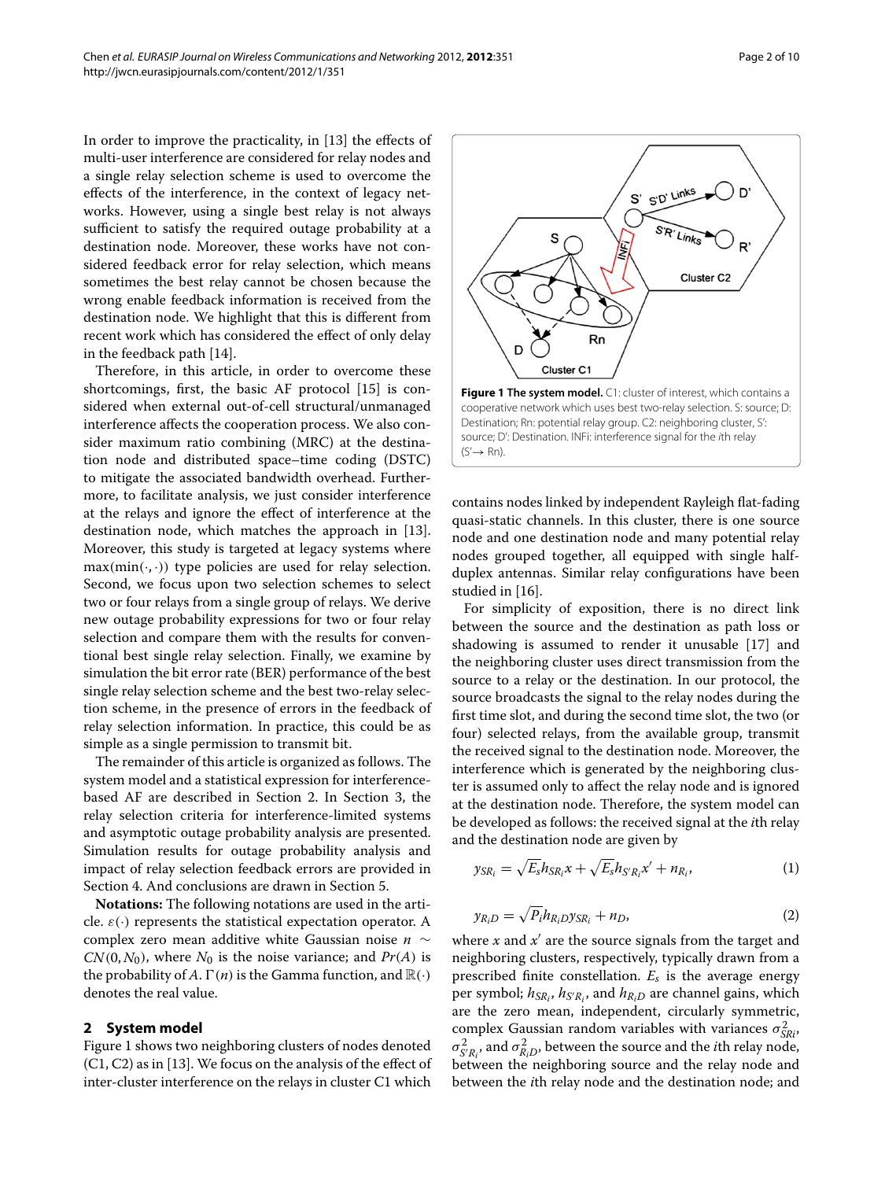In order to improve the practicality, in [13] the effects of multi-user interference are considered for relay nodes and a single relay selection scheme is used to overcome the effects of the interference, in the context of legacy networks. However, using a single best relay is not always sufficient to satisfy the required outage probability at a destination node. Moreover, these works have not considered feedback error for relay selection, which means sometimes the best relay cannot be chosen because the wrong enable feedback information is received from the destination node. We highlight that this is different from recent work which has considered the effect of only delay in the feedback path [14].

Therefore, in this article, in order to overcome these shortcomings, first, the basic AF protocol [15] is considered when external out-of-cell structural/unmanaged interference affects the cooperation process. We also consider maximum ratio combining (MRC) at the destination node and distributed space–time coding (DSTC) to mitigate the associated bandwidth overhead. Furthermore, to facilitate analysis, we just consider interference at the relays and ignore the effect of interference at the destination node, which matches the approach in [13]. Moreover, this study is targeted at legacy systems where $\max(\min(\cdot,\cdot))$ type policies are used for relay selection. Second, we focus upon two selection schemes to select two or four relays from a single group of relays. We derive new outage probability expressions for two or four relay selection and compare them with the results for conventional best single relay selection. Finally, we examine by simulation the bit error rate (BER) performance of the best single relay selection scheme and the best two-relay selection scheme, in the presence of errors in the feedback of relay selection information. In practice, this could be as simple as a single permission to transmit bit.

The remainder of this article is organized as follows. The system model and a statistical expression for interference-based AF are described in Section 2. In Section 3, the relay selection criteria for interference-limited systems and asymptotic outage probability analysis are presented. Simulation results for outage probability analysis and impact of relay selection feedback errors are provided in Section 4. And conclusions are drawn in Section 5.

**Notations:** The following notations are used in the article. $\varepsilon(\cdot)$ represents the statistical expectation operator. A complex zero mean additive white Gaussian noise $n \sim CN(0, N_0)$, where $N_0$ is the noise variance; and $Pr(A)$ is the probability of $A$. $\Gamma(n)$ is the Gamma function, and $\mathbb{R}(\cdot)$ denotes the real value.

## 2 System model

Figure 1 shows two neighboring clusters of nodes denoted (C1, C2) as in [13]. We focus on the analysis of the effect of inter-cluster interference on the relays in cluster C1 which contains nodes linked by independent Rayleigh flat-fading quasi-static channels. In this cluster, there is one source node and one destination node and many potential relay nodes grouped together, all equipped with single half-duplex antennas. Similar relay configurations have been studied in [16].

S'
S'D' Links
D'
S'R' Links
R'
S
INFi
Cluster C2
Rn
D
Cluster C1

**Figure 1 The system model.** C1: cluster of interest, which contains a cooperative network which uses best two-relay selection. S: source; D: Destination; Rn: potential relay group. C2: neighboring cluster, S': source; D': Destination. INFi: interference signal for the *i*th relay (S'→ Rn).

For simplicity of exposition, there is no direct link between the source and the destination as path loss or shadowing is assumed to render it unusable [17] and the neighboring cluster uses direct transmission from the source to a relay or the destination. In our protocol, the source broadcasts the signal to the relay nodes during the first time slot, and during the second time slot, the two (or four) selected relays, from the available group, transmit the received signal to the destination node. Moreover, the interference which is generated by the neighboring cluster is assumed only to affect the relay node and is ignored at the destination node. Therefore, the system model can be developed as follows: the received signal at the *i*th relay and the destination node are given by

$$y_{SR_i} = \sqrt{E_s} h_{SR_i} x + \sqrt{E_s} h_{S'R_i} x' + n_{R_i}, \tag{1}$$

$$y_{R_iD} = \sqrt{P_i} h_{R_iD} y_{SR_i} + n_D, \tag{2}$$

where $x$ and $x'$ are the source signals from the target and neighboring clusters, respectively, typically drawn from a prescribed finite constellation. $E_s$ is the average energy per symbol; $h_{SR_i}$, $h_{S'R_i}$, and $h_{R_iD}$ are channel gains, which are the zero mean, independent, circularly symmetric, complex Gaussian random variables with variances $\sigma^2_{SRi}$, $\sigma^2_{S'R_i}$, and $\sigma^2_{R_iD}$, between the source and the *i*th relay node, between the neighboring source and the relay node and between the *i*th relay node and the destination node; and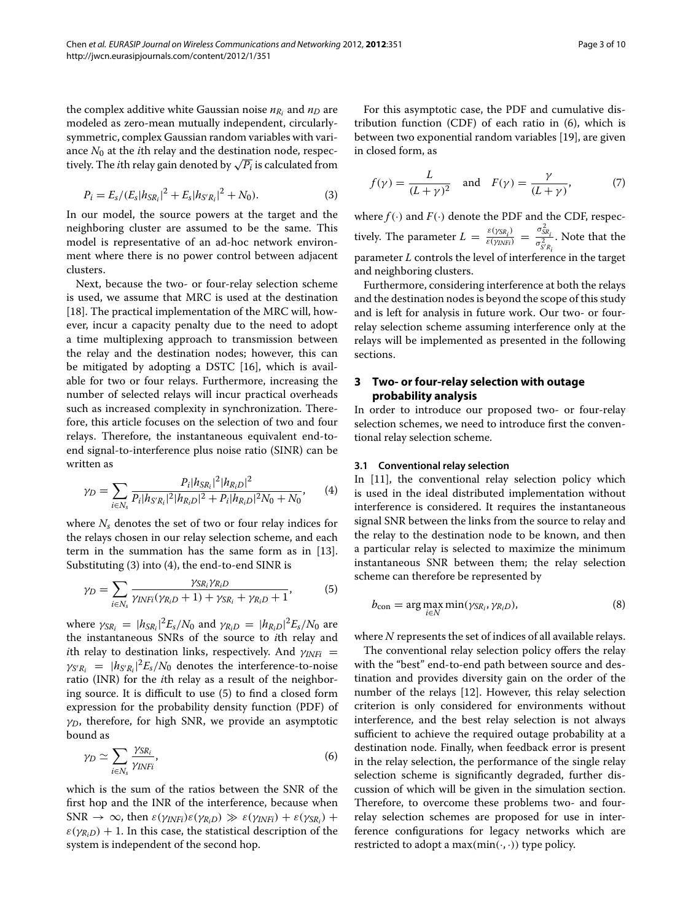the complex additive white Gaussian noise $n_{R_i}$ and $n_D$ are modeled as zero-mean mutually independent, circularly-symmetric, complex Gaussian random variables with variance $N_0$ at the $i$th relay and the destination node, respectively. The $i$th relay gain denoted by $\sqrt{P_i}$ is calculated from

$$P_i = E_s/(E_s|h_{SR_i}|^2 + E_s|h_{S'R_i}|^2 + N_0). \tag{3}$$

In our model, the source powers at the target and the neighboring cluster are assumed to be the same. This model is representative of an ad-hoc network environment where there is no power control between adjacent clusters.

Next, because the two- or four-relay selection scheme is used, we assume that MRC is used at the destination [18]. The practical implementation of the MRC will, however, incur a capacity penalty due to the need to adopt a time multiplexing approach to transmission between the relay and the destination nodes; however, this can be mitigated by adopting a DSTC [16], which is available for two or four relays. Furthermore, increasing the number of selected relays will incur practical overheads such as increased complexity in synchronization. Therefore, this article focuses on the selection of two and four relays. Therefore, the instantaneous equivalent end-to-end signal-to-interference plus noise ratio (SINR) can be written as

$$\gamma_D = \sum_{i \in N_s} \frac{P_i|h_{SR_i}|^2|h_{R_iD}|^2}{P_i|h_{S'R_i}|^2|h_{R_iD}|^2 + P_i|h_{R_iD}|^2N_0 + N_0}, \tag{4}$$

where $N_s$ denotes the set of two or four relay indices for the relays chosen in our relay selection scheme, and each term in the summation has the same form as in [13]. Substituting (3) into (4), the end-to-end SINR is

$$\gamma_D = \sum_{i \in N_s} \frac{\gamma_{SR_i}\gamma_{R_iD}}{\gamma_{INFi}(\gamma_{R_iD} + 1) + \gamma_{SR_i} + \gamma_{R_iD} + 1}, \tag{5}$$

where $\gamma_{SR_i} = |h_{SR_i}|^2E_s/N_0$ and $\gamma_{R_iD} = |h_{R_iD}|^2E_s/N_0$ are the instantaneous SNRs of the source to $i$th relay and $i$th relay to destination links, respectively. And $\gamma_{INFi} = \gamma_{S'R_i} = |h_{S'R_i}|^2E_s/N_0$ denotes the interference-to-noise ratio (INR) for the $i$th relay as a result of the neighboring source. It is difficult to use (5) to find a closed form expression for the probability density function (PDF) of $\gamma_D$, therefore, for high SNR, we provide an asymptotic bound as

$$\gamma_D \simeq \sum_{i \in N_s} \frac{\gamma_{SR_i}}{\gamma_{INFi}}, \tag{6}$$

which is the sum of the ratios between the SNR of the first hop and the INR of the interference, because when $\text{SNR} \to \infty$, then $\varepsilon(\gamma_{INFi})\varepsilon(\gamma_{R_iD}) \gg \varepsilon(\gamma_{INFi}) + \varepsilon(\gamma_{SR_i}) + \varepsilon(\gamma_{R_iD}) + 1$. In this case, the statistical description of the system is independent of the second hop.

For this asymptotic case, the PDF and cumulative distribution function (CDF) of each ratio in (6), which is between two exponential random variables [19], are given in closed form, as

$$f(\gamma) = \frac{L}{(L+\gamma)^2} \quad \text{and} \quad F(\gamma) = \frac{\gamma}{(L+\gamma)}, \tag{7}$$

where $f(\cdot)$ and $F(\cdot)$ denote the PDF and the CDF, respectively. The parameter $L = \frac{\varepsilon(\gamma_{SR_i})}{\varepsilon(\gamma_{INFi})} = \frac{\sigma^2_{SR_i}}{\sigma^2_{S'R_i}}$. Note that the parameter $L$ controls the level of interference in the target and neighboring clusters.

Furthermore, considering interference at both the relays and the destination nodes is beyond the scope of this study and is left for analysis in future work. Our two- or four-relay selection scheme assuming interference only at the relays will be implemented as presented in the following sections.

## 3 Two- or four-relay selection with outage probability analysis

In order to introduce our proposed two- or four-relay selection schemes, we need to introduce first the conventional relay selection scheme.

### 3.1 Conventional relay selection

In [11], the conventional relay selection policy which is used in the ideal distributed implementation without interference is considered. It requires the instantaneous signal SNR between the links from the source to relay and the relay to the destination node to be known, and then a particular relay is selected to maximize the minimum instantaneous SNR between them; the relay selection scheme can therefore be represented by

$$b_{\text{con}} = \arg\max_{i \in N} \min(\gamma_{SR_i}, \gamma_{R_iD}), \tag{8}$$

where $N$ represents the set of indices of all available relays.

The conventional relay selection policy offers the relay with the "best" end-to-end path between source and destination and provides diversity gain on the order of the number of the relays [12]. However, this relay selection criterion is only considered for environments without interference, and the best relay selection is not always sufficient to achieve the required outage probability at a destination node. Finally, when feedback error is present in the relay selection, the performance of the single relay selection scheme is significantly degraded, further discussion of which will be given in the simulation section. Therefore, to overcome these problems two- and four-relay selection schemes are proposed for use in interference configurations for legacy networks which are restricted to adopt a $\max(\min(\cdot, \cdot))$ type policy.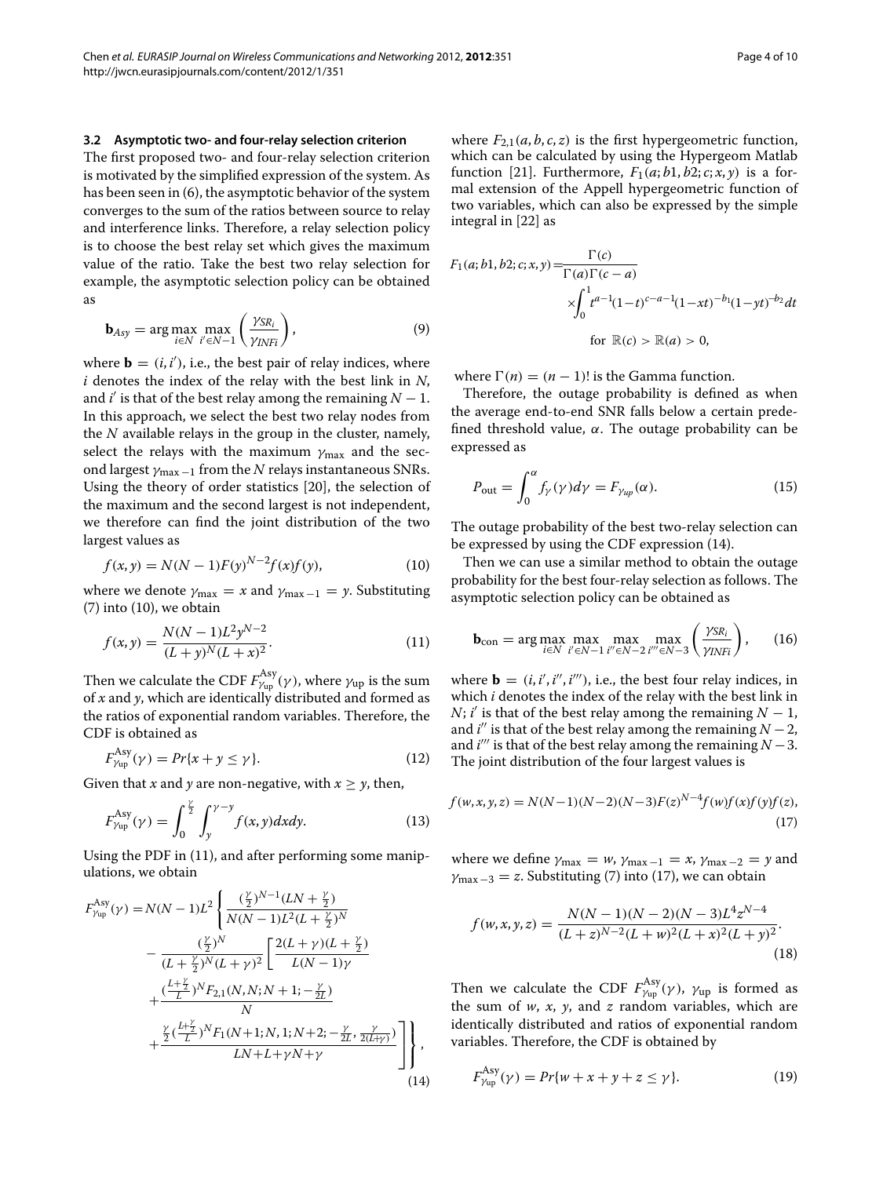### 3.2 Asymptotic two- and four-relay selection criterion

The first proposed two- and four-relay selection criterion is motivated by the simplified expression of the system. As has been seen in (6), the asymptotic behavior of the system converges to the sum of the ratios between source to relay and interference links. Therefore, a relay selection policy is to choose the best relay set which gives the maximum value of the ratio. Take the best two relay selection for example, the asymptotic selection policy can be obtained as

$$\mathbf{b}_{Asy} = \arg\max_{i\in N} \max_{i'\in N-1} \left(\frac{\gamma_{SR_i}}{\gamma_{INFi}}\right), \tag{9}$$

where $\mathbf{b} = (i, i')$, i.e., the best pair of relay indices, where $i$ denotes the index of the relay with the best link in $N$, and $i'$ is that of the best relay among the remaining $N-1$. In this approach, we select the best two relay nodes from the $N$ available relays in the group in the cluster, namely, select the relays with the maximum $\gamma_{\max}$ and the second largest $\gamma_{\max-1}$ from the $N$ relays instantaneous SNRs. Using the theory of order statistics [20], the selection of the maximum and the second largest is not independent, we therefore can find the joint distribution of the two largest values as

$$f(x,y) = N(N-1)F(y)^{N-2}f(x)f(y), \tag{10}$$

where we denote $\gamma_{\max} = x$ and $\gamma_{\max-1} = y$. Substituting (7) into (10), we obtain

$$f(x,y) = \frac{N(N-1)L^2y^{N-2}}{(L+y)^N(L+x)^2}. \tag{11}$$

Then we calculate the CDF $F^{\text{Asy}}_{\gamma_{\text{up}}}(\gamma)$, where $\gamma_{\text{up}}$ is the sum of $x$ and $y$, which are identically distributed and formed as the ratios of exponential random variables. Therefore, the CDF is obtained as

$$F^{\text{Asy}}_{\gamma_{\text{up}}}(\gamma) = Pr\{x + y \le \gamma\}. \tag{12}$$

Given that $x$ and $y$ are non-negative, with $x \ge y$, then,

$$F^{\text{Asy}}_{\gamma_{\text{up}}}(\gamma) = \int_0^{\frac{\gamma}{2}} \int_y^{\gamma-y} f(x,y)dxdy. \tag{13}$$

Using the PDF in (11), and after performing some manipulations, we obtain

$$F^{\text{Asy}}_{\gamma_{\text{up}}}(\gamma) = N(N-1)L^2 \left\{ \frac{(\frac{\gamma}{2})^{N-1}(LN+\frac{\gamma}{2})}{N(N-1)L^2(L+\frac{\gamma}{2})^N} - \frac{(\frac{\gamma}{2})^N}{(L+\frac{\gamma}{2})^N(L+\gamma)^2}\left[\frac{2(L+\gamma)(L+\frac{\gamma}{2})}{L(N-1)\gamma} + \frac{(\frac{L+\frac{\gamma}{2}}{L})^N F_{2,1}(N,N;N+1;-\frac{\gamma}{2L})}{N} + \frac{\frac{\gamma}{2}(\frac{L+\frac{\gamma}{2}}{L})^N F_1(N+1;N,1;N+2;-\frac{\gamma}{2L},\frac{\gamma}{2(L+\gamma)})}{LN+L+\gamma N+\gamma}\right]\right\}, \tag{14}$$

where $F_{2,1}(a,b,c,z)$ is the first hypergeometric function, which can be calculated by using the Hypergeom Matlab function [21]. Furthermore, $F_1(a;b1,b2;c;x,y)$ is a formal extension of the Appell hypergeometric function of two variables, which can also be expressed by the simple integral in [22] as

$$F_1(a;b1,b2;c;x,y) = \frac{\Gamma(c)}{\Gamma(a)\Gamma(c-a)} \times \int_0^1 t^{a-1}(1-t)^{c-a-1}(1-xt)^{-b_1}(1-yt)^{-b_2}dt$$

$$\text{for } \mathbb{R}(c) > \mathbb{R}(a) > 0,$$

where $\Gamma(n) = (n-1)!$ is the Gamma function.

Therefore, the outage probability is defined as when the average end-to-end SNR falls below a certain predefined threshold value, $\alpha$. The outage probability can be expressed as

$$P_{\text{out}} = \int_0^{\alpha} f_{\gamma}(\gamma)d\gamma = F_{\gamma_{up}}(\alpha). \tag{15}$$

The outage probability of the best two-relay selection can be expressed by using the CDF expression (14).

Then we can use a similar method to obtain the outage probability for the best four-relay selection as follows. The asymptotic selection policy can be obtained as

$$\mathbf{b}_{\text{con}} = \arg\max_{i\in N} \max_{i'\in N-1} \max_{i''\in N-2} \max_{i'''\in N-3} \left(\frac{\gamma_{SR_i}}{\gamma_{INFi}}\right), \tag{16}$$

where $\mathbf{b} = (i, i', i'', i''')$, i.e., the best four relay indices, in which $i$ denotes the index of the relay with the best link in $N$; $i'$ is that of the best relay among the remaining $N-1$, and $i''$ is that of the best relay among the remaining $N-2$, and $i'''$ is that of the best relay among the remaining $N-3$. The joint distribution of the four largest values is

$$f(w,x,y,z) = N(N-1)(N-2)(N-3)F(z)^{N-4}f(w)f(x)f(y)f(z), \tag{17}$$

where we define $\gamma_{\max} = w$, $\gamma_{\max-1} = x$, $\gamma_{\max-2} = y$ and $\gamma_{\max-3} = z$. Substituting (7) into (17), we can obtain

$$f(w,x,y,z) = \frac{N(N-1)(N-2)(N-3)L^4z^{N-4}}{(L+z)^{N-2}(L+w)^2(L+x)^2(L+y)^2}. \tag{18}$$

Then we calculate the CDF $F^{\text{Asy}}_{\gamma_{\text{up}}}(\gamma)$, $\gamma_{\text{up}}$ is formed as the sum of $w$, $x$, $y$, and $z$ random variables, which are identically distributed and ratios of exponential random variables. Therefore, the CDF is obtained by

$$F^{\text{Asy}}_{\gamma_{\text{up}}}(\gamma) = Pr\{w + x + y + z \le \gamma\}. \tag{19}$$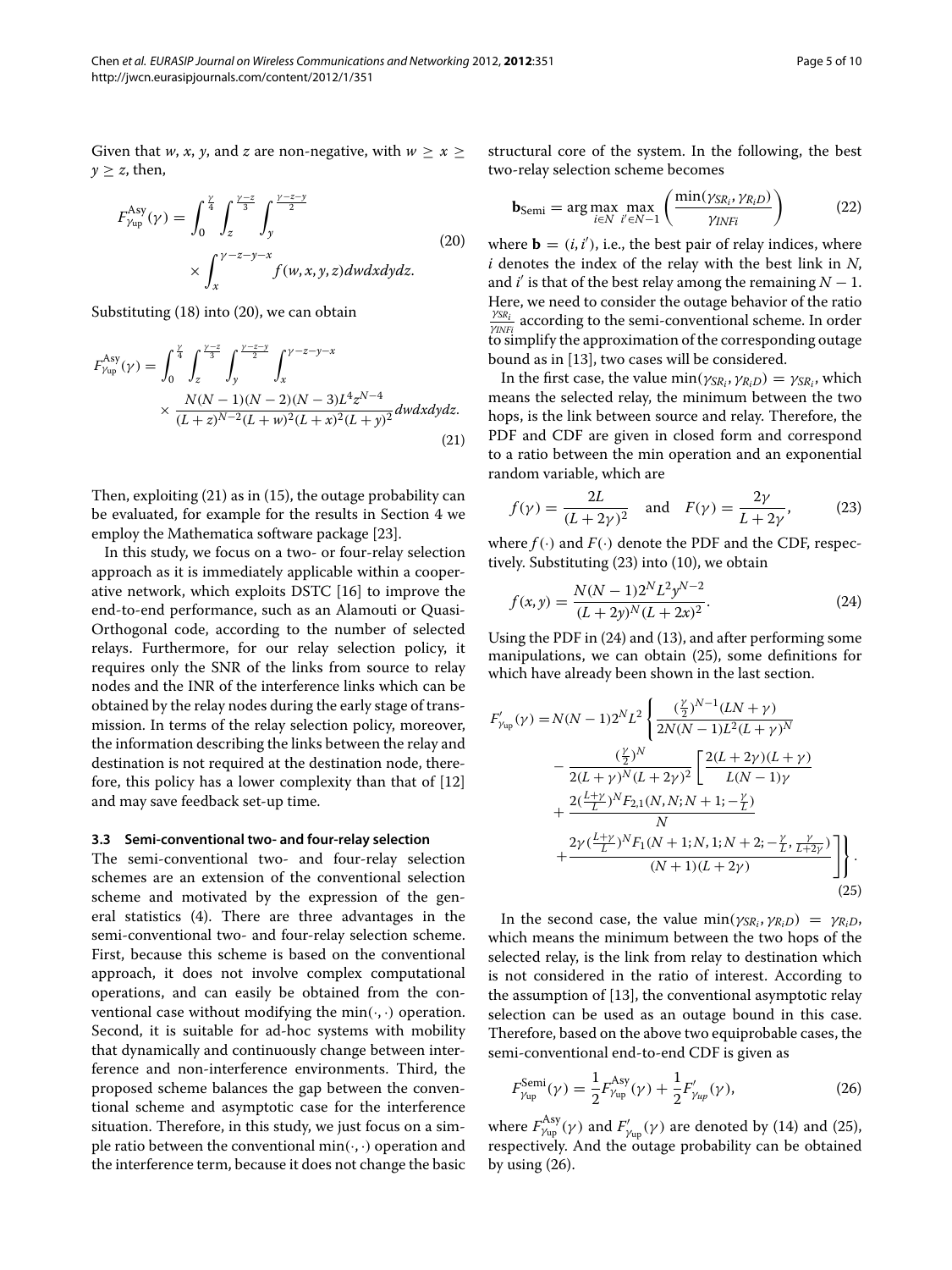Given that $w$, $x$, $y$, and $z$ are non-negative, with $w \geq x \geq y \geq z$, then,

$$
F_{\gamma_{\text{up}}}^{\text{Asy}}(\gamma) = \int_0^{\frac{\gamma}{4}} \int_z^{\frac{\gamma-z}{3}} \int_y^{\frac{\gamma-z-y}{2}} \times \int_x^{\gamma-z-y-x} f(w,x,y,z) dw dx dy dz. \tag{20}
$$

Substituting (18) into (20), we can obtain

$$
F_{\gamma_{\text{up}}}^{\text{Asy}}(\gamma) = \int_0^{\frac{\gamma}{4}} \int_z^{\frac{\gamma-z}{3}} \int_y^{\frac{\gamma-z-y}{2}} \int_x^{\gamma-z-y-x} \times \frac{N(N-1)(N-2)(N-3)L^4 z^{N-4}}{(L+z)^{N-2}(L+w)^2(L+x)^2(L+y)^2} dw dx dy dz. \tag{21}
$$

Then, exploiting (21) as in (15), the outage probability can be evaluated, for example for the results in Section 4 we employ the Mathematica software package [23].

In this study, we focus on a two- or four-relay selection approach as it is immediately applicable within a cooperative network, which exploits DSTC [16] to improve the end-to-end performance, such as an Alamouti or Quasi-Orthogonal code, according to the number of selected relays. Furthermore, for our relay selection policy, it requires only the SNR of the links from source to relay nodes and the INR of the interference links which can be obtained by the relay nodes during the early stage of transmission. In terms of the relay selection policy, moreover, the information describing the links between the relay and destination is not required at the destination node, therefore, this policy has a lower complexity than that of [12] and may save feedback set-up time.

### 3.3 Semi-conventional two- and four-relay selection

The semi-conventional two- and four-relay selection schemes are an extension of the conventional selection scheme and motivated by the expression of the general statistics (4). There are three advantages in the semi-conventional two- and four-relay selection scheme. First, because this scheme is based on the conventional approach, it does not involve complex computational operations, and can easily be obtained from the conventional case without modifying the $\min(\cdot,\cdot)$ operation. Second, it is suitable for ad-hoc systems with mobility that dynamically and continuously change between interference and non-interference environments. Third, the proposed scheme balances the gap between the conventional scheme and asymptotic case for the interference situation. Therefore, in this study, we just focus on a simple ratio between the conventional $\min(\cdot,\cdot)$ operation and the interference term, because it does not change the basic structural core of the system. In the following, the best two-relay selection scheme becomes

$$
\mathbf{b}_{\text{Semi}} = \arg\max_{i \in N} \max_{i' \in N-1} \left( \frac{\min(\gamma_{SR_i}, \gamma_{R_iD})}{\gamma_{INFi}} \right) \tag{22}
$$

where $\mathbf{b} = (i, i')$, i.e., the best pair of relay indices, where $i$ denotes the index of the relay with the best link in $N$, and $i'$ is that of the best relay among the remaining $N-1$. Here, we need to consider the outage behavior of the ratio $\frac{\gamma_{SR_i}}{\gamma_{INFi}}$ according to the semi-conventional scheme. In order to simplify the approximation of the corresponding outage bound as in [13], two cases will be considered.

In the first case, the value $\min(\gamma_{SR_i}, \gamma_{R_iD}) = \gamma_{SR_i}$, which means the selected relay, the minimum between the two hops, is the link between source and relay. Therefore, the PDF and CDF are given in closed form and correspond to a ratio between the min operation and an exponential random variable, which are

$$
f(\gamma) = \frac{2L}{(L+2\gamma)^2} \quad \text{and} \quad F(\gamma) = \frac{2\gamma}{L+2\gamma}, \tag{23}
$$

where $f(\cdot)$ and $F(\cdot)$ denote the PDF and the CDF, respectively. Substituting (23) into (10), we obtain

$$
f(x,y) = \frac{N(N-1)2^N L^2 y^{N-2}}{(L+2y)^N (L+2x)^2}. \tag{24}
$$

Using the PDF in (24) and (13), and after performing some manipulations, we can obtain (25), some definitions for which have already been shown in the last section.

$$
\begin{aligned}
F'_{\gamma_{\text{up}}}(\gamma) = N(N-1)2^N L^2 \Bigg\{ & \frac{(\frac{\gamma}{2})^{N-1}(LN+\gamma)}{2N(N-1)L^2(L+\gamma)^N} \\
& - \frac{(\frac{\gamma}{2})^N}{2(L+\gamma)^N(L+2\gamma)^2} \Bigg[ \frac{2(L+2\gamma)(L+\gamma)}{L(N-1)\gamma} \\
& + \frac{2(\frac{L+\gamma}{L})^N F_{2,1}(N,N;N+1;-\frac{\gamma}{L})}{N} \\
& + \frac{2\gamma(\frac{L+\gamma}{L})^N F_1(N+1;N,1;N+2;-\frac{\gamma}{L},\frac{\gamma}{L+2\gamma})}{(N+1)(L+2\gamma)} \Bigg] \Bigg\}.
\end{aligned} \tag{25}
$$

In the second case, the value $\min(\gamma_{SR_i}, \gamma_{R_iD}) = \gamma_{R_iD}$, which means the minimum between the two hops of the selected relay, is the link from relay to destination which is not considered in the ratio of interest. According to the assumption of [13], the conventional asymptotic relay selection can be used as an outage bound in this case. Therefore, based on the above two equiprobable cases, the semi-conventional end-to-end CDF is given as

$$
F_{\gamma_{\text{up}}}^{\text{Semi}}(\gamma) = \frac{1}{2} F_{\gamma_{\text{up}}}^{\text{Asy}}(\gamma) + \frac{1}{2} F'_{\gamma_{up}}(\gamma), \tag{26}
$$

where $F_{\gamma_{\text{up}}}^{\text{Asy}}(\gamma)$ and $F'_{\gamma_{\text{up}}}(\gamma)$ are denoted by (14) and (25), respectively. And the outage probability can be obtained by using (26).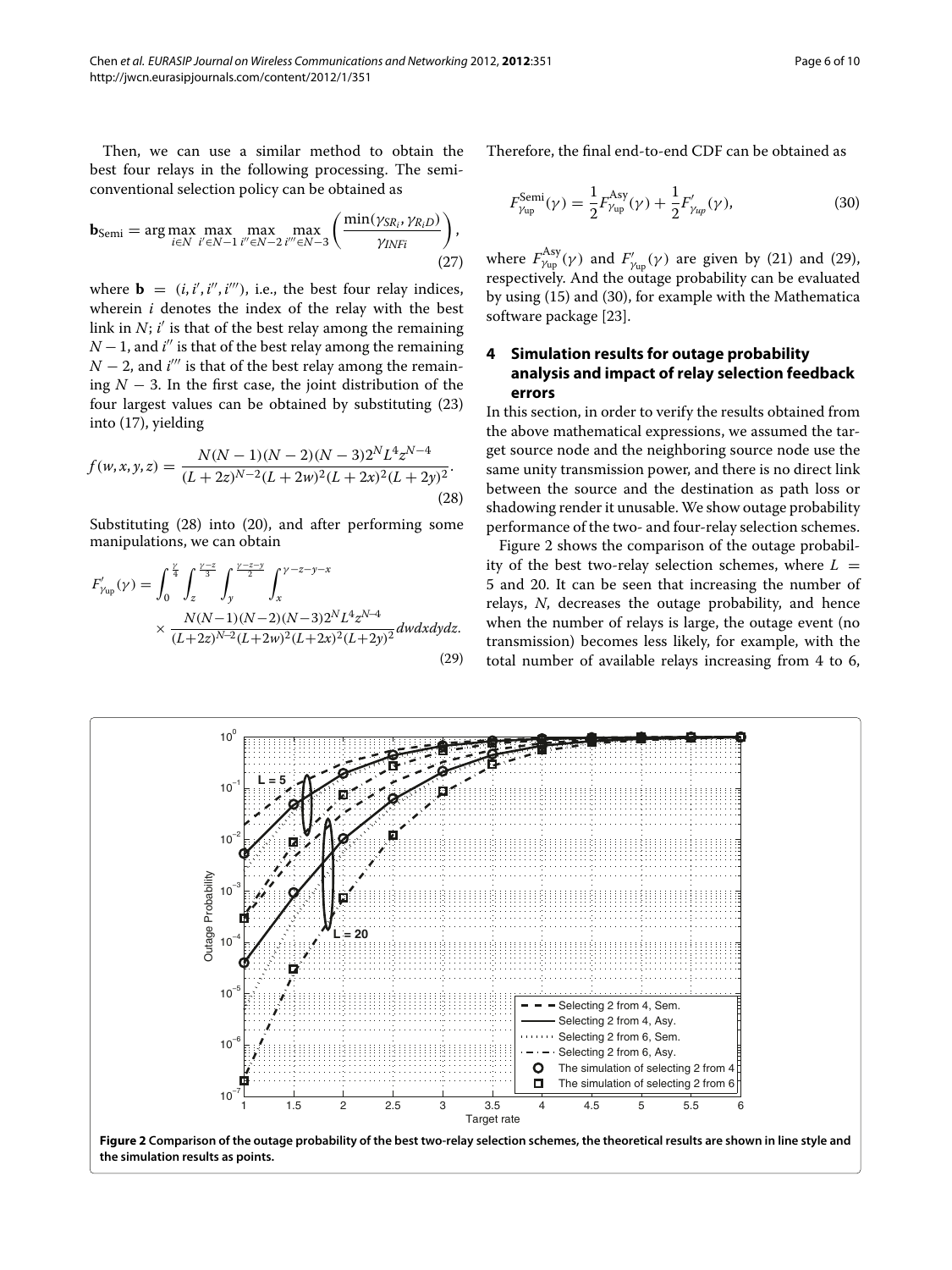Then, we can use a similar method to obtain the best four relays in the following processing. The semi-conventional selection policy can be obtained as

$$\mathbf{b}_{\text{Semi}} = \arg\max_{i\in N}\max_{i'\in N-1}\max_{i''\in N-2}\max_{i'''\in N-3}\left(\frac{\min(\gamma_{SR_i},\gamma_{R_iD})}{\gamma_{INFi}}\right), \tag{27}$$

where $\mathbf{b} = (i, i', i'', i''')$, i.e., the best four relay indices, wherein $i$ denotes the index of the relay with the best link in $N$; $i'$ is that of the best relay among the remaining $N-1$, and $i''$ is that of the best relay among the remaining $N-2$, and $i'''$ is that of the best relay among the remaining $N-3$. In the first case, the joint distribution of the four largest values can be obtained by substituting (23) into (17), yielding

$$f(w,x,y,z) = \frac{N(N-1)(N-2)(N-3)2^N L^4 z^{N-4}}{(L+2z)^{N-2}(L+2w)^2(L+2x)^2(L+2y)^2}. \tag{28}$$

Substituting (28) into (20), and after performing some manipulations, we can obtain

$$F'_{\gamma_{\text{up}}}(\gamma) = \int_0^{\frac{\gamma}{4}}\int_z^{\frac{\gamma-z}{3}}\int_y^{\frac{\gamma-z-y}{2}}\int_x^{\gamma-z-y-x} \frac{N(N-1)(N-2)(N-3)2^N L^4 z^{N-4}}{(L+2z)^{N-2}(L+2w)^2(L+2x)^2(L+2y)^2}\,dw\,dx\,dy\,dz. \tag{29}$$

Therefore, the final end-to-end CDF can be obtained as

$$F^{\text{Semi}}_{\gamma_{\text{up}}}(\gamma) = \frac{1}{2}F^{\text{Asy}}_{\gamma_{\text{up}}}(\gamma) + \frac{1}{2}F'_{\gamma_{up}}(\gamma), \tag{30}$$

where $F^{\text{Asy}}_{\gamma_{\text{up}}}(\gamma)$ and $F'_{\gamma_{\text{up}}}(\gamma)$ are given by (21) and (29), respectively. And the outage probability can be evaluated by using (15) and (30), for example with the Mathematica software package [23].

## 4 Simulation results for outage probability analysis and impact of relay selection feedback errors

In this section, in order to verify the results obtained from the above mathematical expressions, we assumed the target source node and the neighboring source node use the same unity transmission power, and there is no direct link between the source and the destination as path loss or shadowing render it unusable. We show outage probability performance of the two- and four-relay selection schemes.

Figure 2 shows the comparison of the outage probability of the best two-relay selection schemes, where $L = 5$ and 20. It can be seen that increasing the number of relays, $N$, decreases the outage probability, and hence when the number of relays is large, the outage event (no transmission) becomes less likely, for example, with the total number of available relays increasing from 4 to 6,

**Figure 2 Comparison of the outage probability of the best two-relay selection schemes, the theoretical results are shown in line style and the simulation results as points.**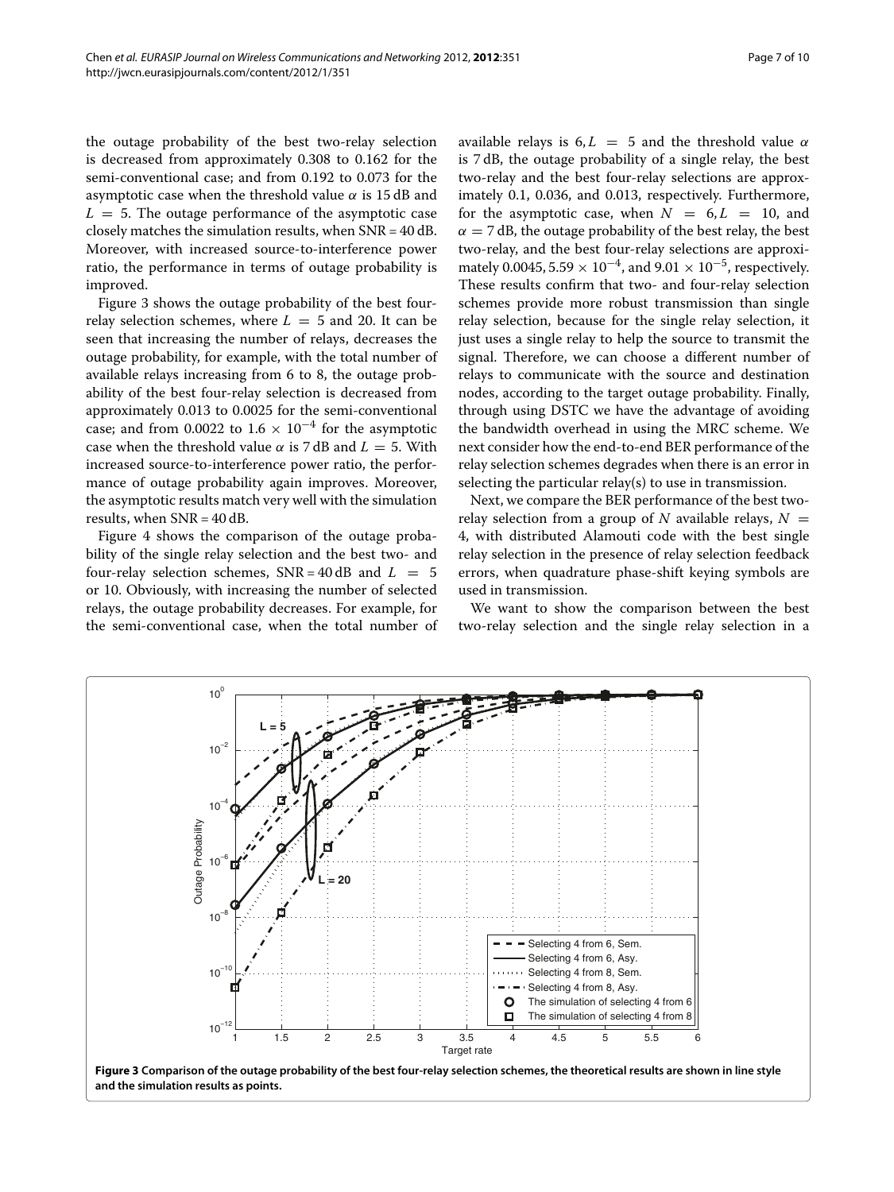the outage probability of the best two-relay selection is decreased from approximately 0.308 to 0.162 for the semi-conventional case; and from 0.192 to 0.073 for the asymptotic case when the threshold value $\alpha$ is 15 dB and $L = 5$. The outage performance of the asymptotic case closely matches the simulation results, when SNR = 40 dB. Moreover, with increased source-to-interference power ratio, the performance in terms of outage probability is improved.

Figure 3 shows the outage probability of the best four-relay selection schemes, where $L = 5$ and 20. It can be seen that increasing the number of relays, decreases the outage probability, for example, with the total number of available relays increasing from 6 to 8, the outage probability of the best four-relay selection is decreased from approximately 0.013 to 0.0025 for the semi-conventional case; and from 0.0022 to $1.6 \times 10^{-4}$ for the asymptotic case when the threshold value $\alpha$ is 7 dB and $L = 5$. With increased source-to-interference power ratio, the performance of outage probability again improves. Moreover, the asymptotic results match very well with the simulation results, when SNR = 40 dB.

Figure 4 shows the comparison of the outage probability of the single relay selection and the best two- and four-relay selection schemes, SNR = 40 dB and $L = 5$ or 10. Obviously, with increasing the number of selected relays, the outage probability decreases. For example, for the semi-conventional case, when the total number of available relays is $6, L = 5$ and the threshold value $\alpha$ is 7 dB, the outage probability of a single relay, the best two-relay and the best four-relay selections are approximately 0.1, 0.036, and 0.013, respectively. Furthermore, for the asymptotic case, when $N = 6, L = 10$, and $\alpha = 7$ dB, the outage probability of the best relay, the best two-relay, and the best four-relay selections are approximately 0.0045, $5.59 \times 10^{-4}$, and $9.01 \times 10^{-5}$, respectively. These results confirm that two- and four-relay selection schemes provide more robust transmission than single relay selection, because for the single relay selection, it just uses a single relay to help the source to transmit the signal. Therefore, we can choose a different number of relays to communicate with the source and destination nodes, according to the target outage probability. Finally, through using DSTC we have the advantage of avoiding the bandwidth overhead in using the MRC scheme. We next consider how the end-to-end BER performance of the relay selection schemes degrades when there is an error in selecting the particular relay(s) to use in transmission.

Next, we compare the BER performance of the best two-relay selection from a group of $N$ available relays, $N = 4$, with distributed Alamouti code with the best single relay selection in the presence of relay selection feedback errors, when quadrature phase-shift keying symbols are used in transmission.

We want to show the comparison between the best two-relay selection and the single relay selection in a

**Figure 3 Comparison of the outage probability of the best four-relay selection schemes, the theoretical results are shown in line style and the simulation results as points.**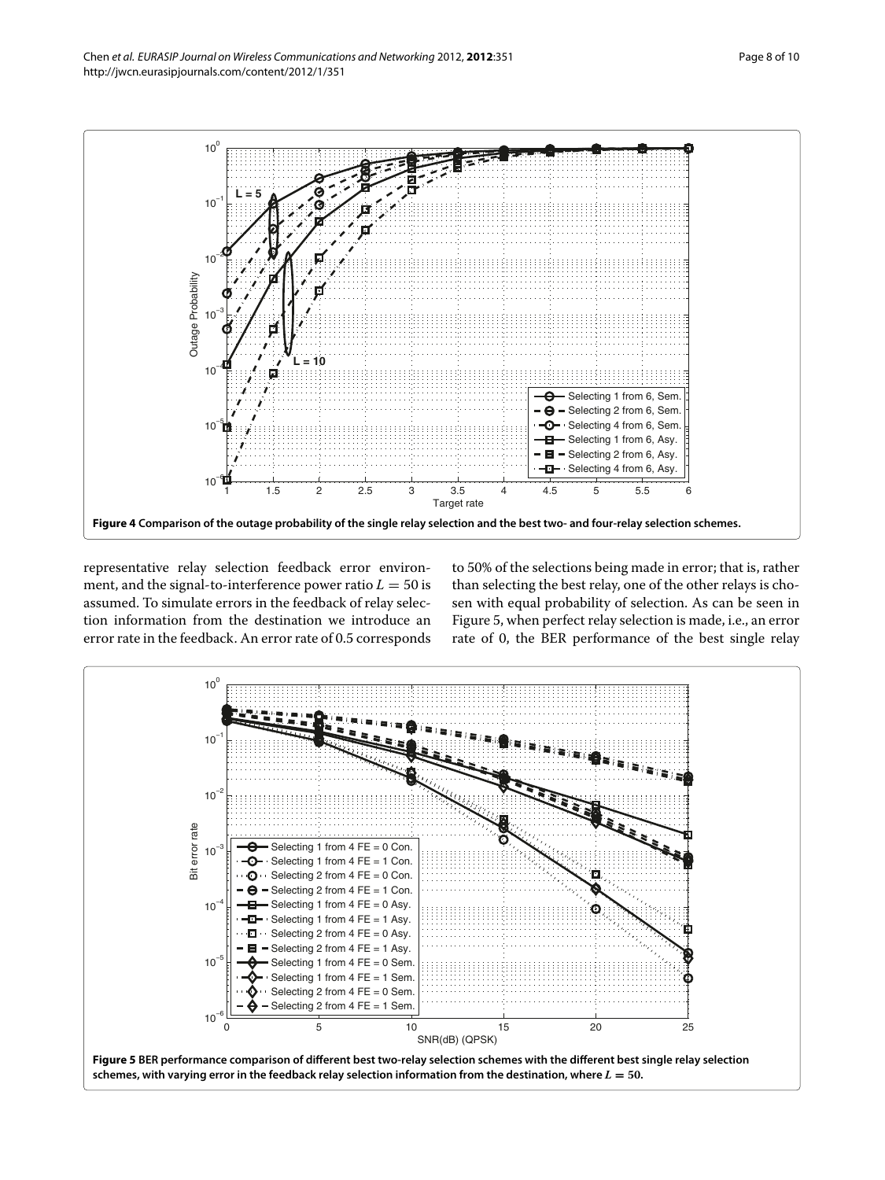**Figure 4 Comparison of the outage probability of the single relay selection and the best two- and four-relay selection schemes.**

representative relay selection feedback error environment, and the signal-to-interference power ratio $L = 50$ is assumed. To simulate errors in the feedback of relay selection information from the destination we introduce an error rate in the feedback. An error rate of 0.5 corresponds to 50% of the selections being made in error; that is, rather than selecting the best relay, one of the other relays is chosen with equal probability of selection. As can be seen in Figure 5, when perfect relay selection is made, i.e., an error rate of 0, the BER performance of the best single relay

**Figure 5 BER performance comparison of different best two-relay selection schemes with the different best single relay selection schemes, with varying error in the feedback relay selection information from the destination, where $L = 50$.**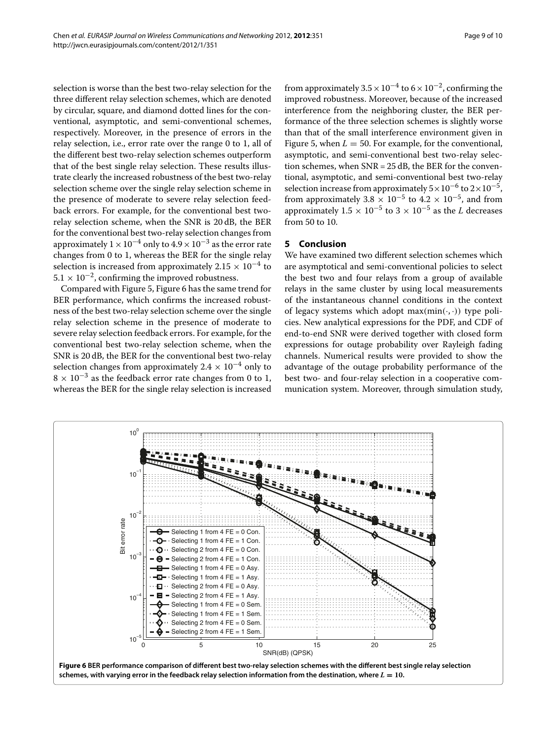selection is worse than the best two-relay selection for the three different relay selection schemes, which are denoted by circular, square, and diamond dotted lines for the conventional, asymptotic, and semi-conventional schemes, respectively. Moreover, in the presence of errors in the relay selection, i.e., error rate over the range 0 to 1, all of the different best two-relay selection schemes outperform that of the best single relay selection. These results illustrate clearly the increased robustness of the best two-relay selection scheme over the single relay selection scheme in the presence of moderate to severe relay selection feedback errors. For example, for the conventional best two-relay selection scheme, when the SNR is 20 dB, the BER for the conventional best two-relay selection changes from approximately $1 \times 10^{-4}$ only to $4.9 \times 10^{-3}$ as the error rate changes from 0 to 1, whereas the BER for the single relay selection is increased from approximately $2.15 \times 10^{-4}$ to $5.1 \times 10^{-2}$, confirming the improved robustness.

Compared with Figure 5, Figure 6 has the same trend for BER performance, which confirms the increased robustness of the best two-relay selection scheme over the single relay selection scheme in the presence of moderate to severe relay selection feedback errors. For example, for the conventional best two-relay selection scheme, when the SNR is 20 dB, the BER for the conventional best two-relay selection changes from approximately $2.4 \times 10^{-4}$ only to $8 \times 10^{-3}$ as the feedback error rate changes from 0 to 1, whereas the BER for the single relay selection is increased from approximately $3.5 \times 10^{-4}$ to $6 \times 10^{-2}$, confirming the improved robustness. Moreover, because of the increased interference from the neighboring cluster, the BER performance of the three selection schemes is slightly worse than that of the small interference environment given in Figure 5, when $L = 50$. For example, for the conventional, asymptotic, and semi-conventional best two-relay selection schemes, when SNR = 25 dB, the BER for the conventional, asymptotic, and semi-conventional best two-relay selection increase from approximately $5 \times 10^{-6}$ to $2 \times 10^{-5}$, from approximately $3.8 \times 10^{-5}$ to $4.2 \times 10^{-5}$, and from approximately $1.5 \times 10^{-5}$ to $3 \times 10^{-5}$ as the $L$ decreases from 50 to 10.

## 5 Conclusion

We have examined two different selection schemes which are asymptotical and semi-conventional policies to select the best two and four relays from a group of available relays in the same cluster by using local measurements of the instantaneous channel conditions in the context of legacy systems which adopt $\max(\min(\cdot, \cdot))$ type policies. New analytical expressions for the PDF, and CDF of end-to-end SNR were derived together with closed form expressions for outage probability over Rayleigh fading channels. Numerical results were provided to show the advantage of the outage probability performance of the best two- and four-relay selection in a cooperative communication system. Moreover, through simulation study,

**Figure 6 BER performance comparison of different best two-relay selection schemes with the different best single relay selection schemes, with varying error in the feedback relay selection information from the destination, where $L = 10$.**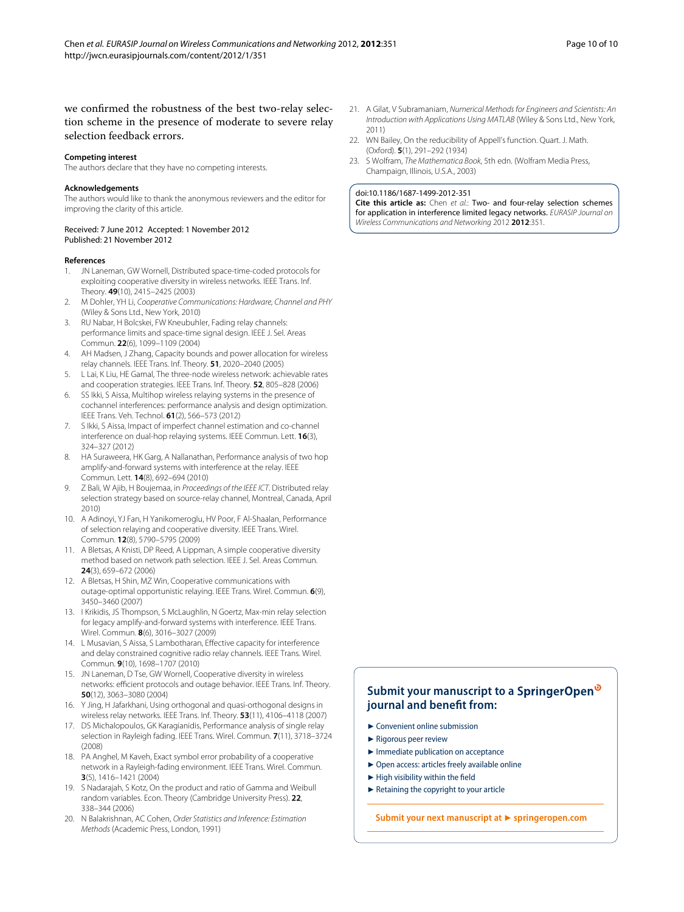we confirmed the robustness of the best two-relay selection scheme in the presence of moderate to severe relay selection feedback errors.

#### Competing interest

The authors declare that they have no competing interests.

#### Acknowledgements

The authors would like to thank the anonymous reviewers and the editor for improving the clarity of this article.

Received: 7 June 2012 Accepted: 1 November 2012
Published: 21 November 2012

#### References

1. JN Laneman, GW Wornell, Distributed space-time-coded protocols for exploiting cooperative diversity in wireless networks. IEEE Trans. Inf. Theory. **49**(10), 2415–2425 (2003)
2. M Dohler, YH Li, *Cooperative Communications: Hardware, Channel and PHY* (Wiley & Sons Ltd., New York, 2010)
3. RU Nabar, H Bolcskei, FW Kneubuhler, Fading relay channels: performance limits and space-time signal design. IEEE J. Sel. Areas Commun. **22**(6), 1099–1109 (2004)
4. AH Madsen, J Zhang, Capacity bounds and power allocation for wireless relay channels. IEEE Trans. Inf. Theory. **51**, 2020–2040 (2005)
5. L Lai, K Liu, HE Gamal, The three-node wireless network: achievable rates and cooperation strategies. IEEE Trans. Inf. Theory. **52**, 805–828 (2006)
6. SS Ikki, S Aissa, Multihop wireless relaying systems in the presence of cochannel interferences: performance analysis and design optimization. IEEE Trans. Veh. Technol. **61**(2), 566–573 (2012)
7. S Ikki, S Aissa, Impact of imperfect channel estimation and co-channel interference on dual-hop relaying systems. IEEE Commun. Lett. **16**(3), 324–327 (2012)
8. HA Suraweera, HK Garg, A Nallanathan, Performance analysis of two hop amplify-and-forward systems with interference at the relay. IEEE Commun. Lett. **14**(8), 692–694 (2010)
9. Z Bali, W Ajib, H Boujemaa, in *Proceedings of the IEEE ICT*. Distributed relay selection strategy based on source-relay channel, Montreal, Canada, April 2010)
10. A Adinoyi, YJ Fan, H Yanikomeroglu, HV Poor, F Al-Shaalan, Performance of selection relaying and cooperative diversity. IEEE Trans. Wirel. Commun. **12**(8), 5790–5795 (2009)
11. A Bletsas, A Knisti, DP Reed, A Lippman, A simple cooperative diversity method based on network path selection. IEEE J. Sel. Areas Commun. **24**(3), 659–672 (2006)
12. A Bletsas, H Shin, MZ Win, Cooperative communications with outage-optimal opportunistic relaying. IEEE Trans. Wirel. Commun. **6**(9), 3450–3460 (2007)
13. I Krikidis, JS Thompson, S McLaughlin, N Goertz, Max-min relay selection for legacy amplify-and-forward systems with interference. IEEE Trans. Wirel. Commun. **8**(6), 3016–3027 (2009)
14. L Musavian, S Aissa, S Lambotharan, Effective capacity for interference and delay constrained cognitive radio relay channels. IEEE Trans. Wirel. Commun. **9**(10), 1698–1707 (2010)
15. JN Laneman, D Tse, GW Wornell, Cooperative diversity in wireless networks: efficient protocols and outage behavior. IEEE Trans. Inf. Theory. **50**(12), 3063–3080 (2004)
16. Y Jing, H Jafarkhani, Using orthogonal and quasi-orthogonal designs in wireless relay networks. IEEE Trans. Inf. Theory. **53**(11), 4106–4118 (2007)
17. DS Michalopoulos, GK Karagianidis, Performance analysis of single relay selection in Rayleigh fading. IEEE Trans. Wirel. Commun. **7**(11), 3718–3724 (2008)
18. PA Anghel, M Kaveh, Exact symbol error probability of a cooperative network in a Rayleigh-fading environment. IEEE Trans. Wirel. Commun. **3**(5), 1416–1421 (2004)
19. S Nadarajah, S Kotz, On the product and ratio of Gamma and Weibull random variables. Econ. Theory (Cambridge University Press). **22**, 338–344 (2006)
20. N Balakrishnan, AC Cohen, *Order Statistics and Inference: Estimation Methods* (Academic Press, London, 1991)
21. A Gilat, V Subramaniam, *Numerical Methods for Engineers and Scientists: An Introduction with Applications Using MATLAB* (Wiley & Sons Ltd., New York, 2011)
22. WN Bailey, On the reducibility of Appell's function. Quart. J. Math. (Oxford). **5**(1), 291–292 (1934)
23. S Wolfram, *The Mathematica Book*, 5th edn. (Wolfram Media Press, Champaign, Illinois, U.S.A., 2003)

doi:10.1186/1687-1499-2012-351
**Cite this article as:** Chen *et al.*: Two- and four-relay selection schemes for application in interference limited legacy networks. *EURASIP Journal on Wireless Communications and Networking* 2012 **2012**:351.

**Submit your manuscript to a SpringerOpen journal and benefit from:**

- ► Convenient online submission
- ► Rigorous peer review
- ► Immediate publication on acceptance
- ► Open access: articles freely available online
- ► High visibility within the field
- ► Retaining the copyright to your article

**Submit your next manuscript at ► springeropen.com**